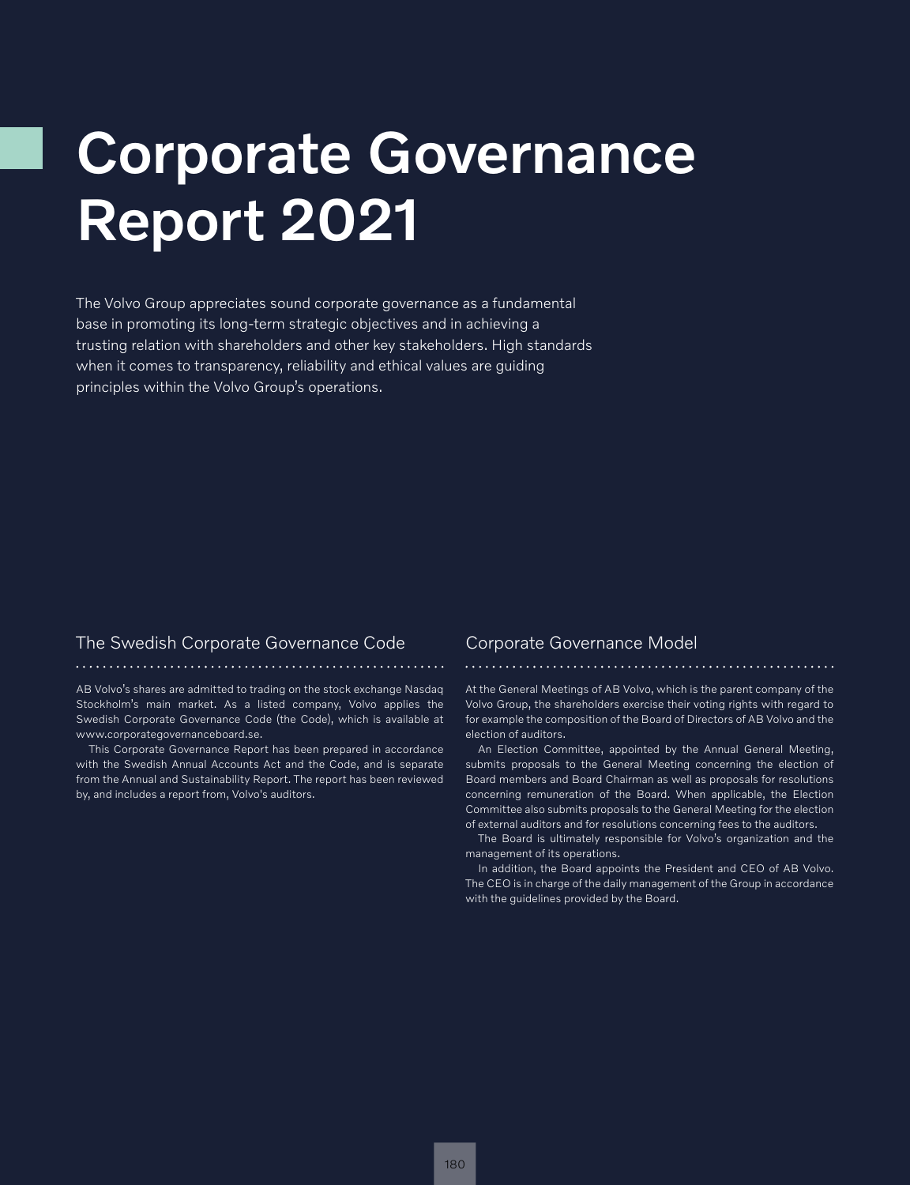# Corporate Governance Report 2021

The Volvo Group appreciates sound corporate governance as a fundamental base in promoting its long-term strategic objectives and in achieving a trusting relation with shareholders and other key stakeholders. High standards when it comes to transparency, reliability and ethical values are guiding principles within the Volvo Group's operations.

## The Swedish Corporate Governance Code

AB Volvo's shares are admitted to trading on the stock exchange Nasdaq Stockholm's main market. As a listed company, Volvo applies the Swedish Corporate Governance Code (the Code), which is available at www.corporategovernanceboard.se.

This Corporate Governance Report has been prepared in accordance with the Swedish Annual Accounts Act and the Code, and is separate from the Annual and Sustainability Report. The report has been reviewed by, and includes a report from, Volvo's auditors.

## Corporate Governance Model

At the General Meetings of AB Volvo, which is the parent company of the Volvo Group, the shareholders exercise their voting rights with regard to for example the composition of the Board of Directors of AB Volvo and the election of auditors.

An Election Committee, appointed by the Annual General Meeting, submits proposals to the General Meeting concerning the election of Board members and Board Chairman as well as proposals for resolutions concerning remuneration of the Board. When applicable, the Election Committee also submits proposals to the General Meeting for the election of external auditors and for resolutions concerning fees to the auditors.

The Board is ultimately responsible for Volvo's organization and the management of its operations.

In addition, the Board appoints the President and CEO of AB Volvo. The CEO is in charge of the daily management of the Group in accordance with the guidelines provided by the Board.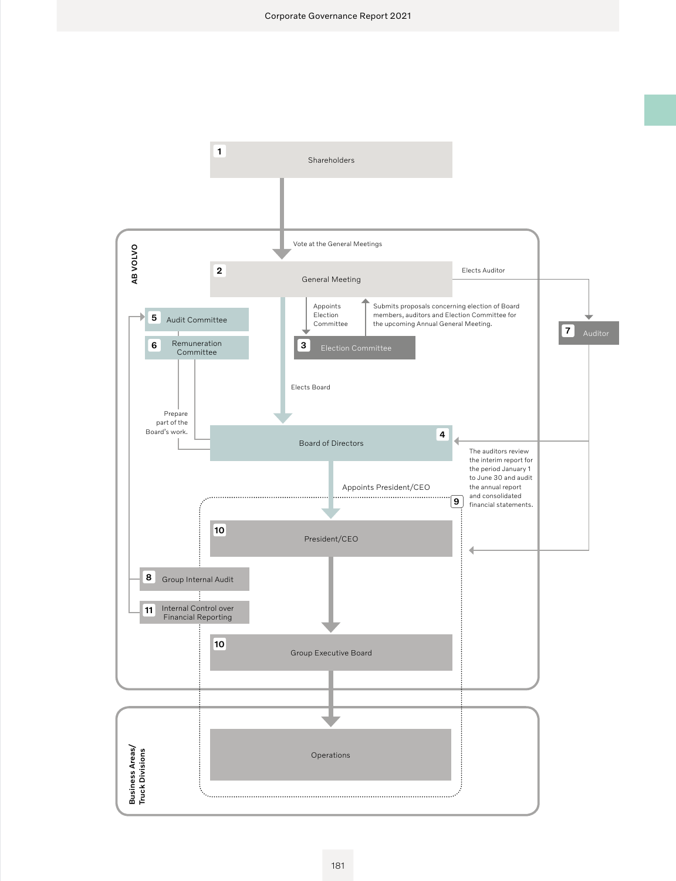1 Shareholders

Vote at the General Meetings

AB VOLVO

2 General Meeting

Elects Auditor

Appoints Election Committee

Submits proposals concerning election of Board members, auditors and Election Committee for the upcoming Annual General Meeting.

5 Audit Committee

6 Remuneration Committee

3 Election Committee

7 Auditor

Elects Board

Prepare part of the Board's work.

4 Board of Directors

The auditors review the interim report for the period January 1 to June 30 and audit the annual report and consolidated financial statements.

Appoints President/CEO

9

10 President/CEO

8 Group Internal Audit

11 Internal Control over Financial Reporting

10 Group Executive Board

Business Areas/ Truck Divisions

Operations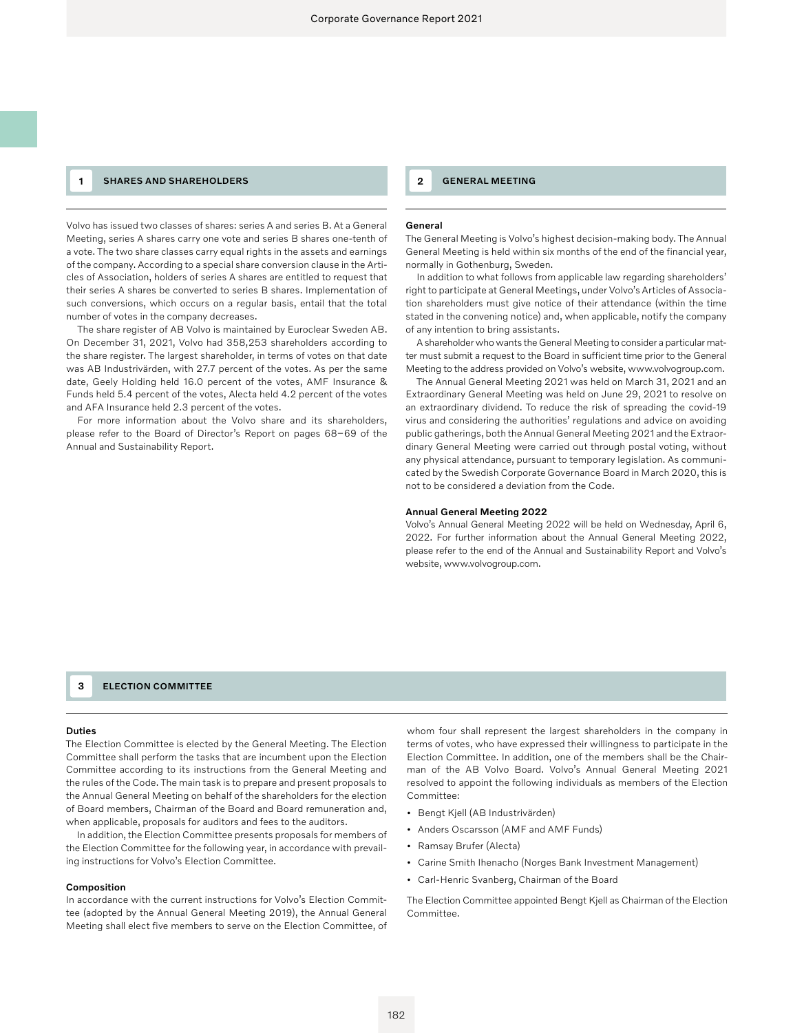## 1 SHARES AND SHAREHOLDERS

Volvo has issued two classes of shares: series A and series B. At a General Meeting, series A shares carry one vote and series B shares one-tenth of a vote. The two share classes carry equal rights in the assets and earnings of the company. According to a special share conversion clause in the Articles of Association, holders of series A shares are entitled to request that their series A shares be converted to series B shares. Implementation of such conversions, which occurs on a regular basis, entail that the total number of votes in the company decreases.

The share register of AB Volvo is maintained by Euroclear Sweden AB. On December 31, 2021, Volvo had 358,253 shareholders according to the share register. The largest shareholder, in terms of votes on that date was AB Industrivärden, with 27.7 percent of the votes. As per the same date, Geely Holding held 16.0 percent of the votes, AMF Insurance & Funds held 5.4 percent of the votes, Alecta held 4.2 percent of the votes and AFA Insurance held 2.3 percent of the votes.

For more information about the Volvo share and its shareholders, please refer to the Board of Director's Report on pages 68–69 of the Annual and Sustainability Report.

## 2 GENERAL MEETING

**General**

The General Meeting is Volvo's highest decision-making body. The Annual General Meeting is held within six months of the end of the financial year, normally in Gothenburg, Sweden.

In addition to what follows from applicable law regarding shareholders' right to participate at General Meetings, under Volvo's Articles of Association shareholders must give notice of their attendance (within the time stated in the convening notice) and, when applicable, notify the company of any intention to bring assistants.

A shareholder who wants the General Meeting to consider a particular matter must submit a request to the Board in sufficient time prior to the General Meeting to the address provided on Volvo's website, www.volvogroup.com.

The Annual General Meeting 2021 was held on March 31, 2021 and an Extraordinary General Meeting was held on June 29, 2021 to resolve on an extraordinary dividend. To reduce the risk of spreading the covid-19 virus and considering the authorities' regulations and advice on avoiding public gatherings, both the Annual General Meeting 2021 and the Extraordinary General Meeting were carried out through postal voting, without any physical attendance, pursuant to temporary legislation. As communicated by the Swedish Corporate Governance Board in March 2020, this is not to be considered a deviation from the Code.

**Annual General Meeting 2022**

Volvo's Annual General Meeting 2022 will be held on Wednesday, April 6, 2022. For further information about the Annual General Meeting 2022, please refer to the end of the Annual and Sustainability Report and Volvo's website, www.volvogroup.com.

## 3 ELECTION COMMITTEE

**Duties**

The Election Committee is elected by the General Meeting. The Election Committee shall perform the tasks that are incumbent upon the Election Committee according to its instructions from the General Meeting and the rules of the Code. The main task is to prepare and present proposals to the Annual General Meeting on behalf of the shareholders for the election of Board members, Chairman of the Board and Board remuneration and, when applicable, proposals for auditors and fees to the auditors.

In addition, the Election Committee presents proposals for members of the Election Committee for the following year, in accordance with prevailing instructions for Volvo's Election Committee.

**Composition**

In accordance with the current instructions for Volvo's Election Committee (adopted by the Annual General Meeting 2019), the Annual General Meeting shall elect five members to serve on the Election Committee, of whom four shall represent the largest shareholders in the company in terms of votes, who have expressed their willingness to participate in the Election Committee. In addition, one of the members shall be the Chairman of the AB Volvo Board. Volvo's Annual General Meeting 2021 resolved to appoint the following individuals as members of the Election Committee:

- Bengt Kjell (AB Industrivärden)
- Anders Oscarsson (AMF and AMF Funds)
- Ramsay Brufer (Alecta)
- Carine Smith Ihenacho (Norges Bank Investment Management)
- Carl-Henric Svanberg, Chairman of the Board

The Election Committee appointed Bengt Kjell as Chairman of the Election Committee.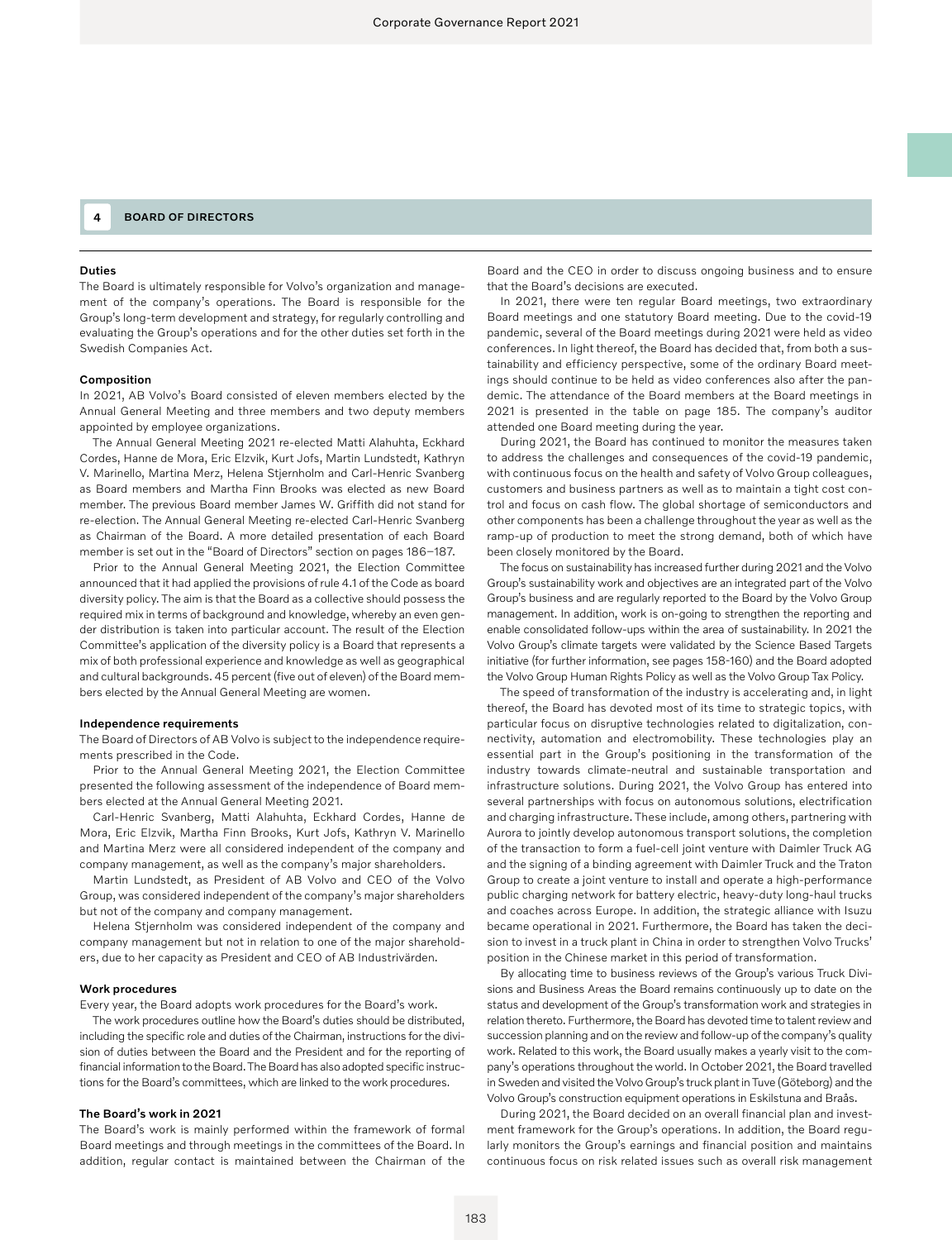## 4 BOARD OF DIRECTORS

### Duties

The Board is ultimately responsible for Volvo's organization and management of the company's operations. The Board is responsible for the Group's long-term development and strategy, for regularly controlling and evaluating the Group's operations and for the other duties set forth in the Swedish Companies Act.

### Composition

In 2021, AB Volvo's Board consisted of eleven members elected by the Annual General Meeting and three members and two deputy members appointed by employee organizations.

The Annual General Meeting 2021 re-elected Matti Alahuhta, Eckhard Cordes, Hanne de Mora, Eric Elzvik, Kurt Jofs, Martin Lundstedt, Kathryn V. Marinello, Martina Merz, Helena Stjernholm and Carl-Henric Svanberg as Board members and Martha Finn Brooks was elected as new Board member. The previous Board member James W. Griffith did not stand for re-election. The Annual General Meeting re-elected Carl-Henric Svanberg as Chairman of the Board. A more detailed presentation of each Board member is set out in the "Board of Directors" section on pages 186–187.

Prior to the Annual General Meeting 2021, the Election Committee announced that it had applied the provisions of rule 4.1 of the Code as board diversity policy. The aim is that the Board as a collective should possess the required mix in terms of background and knowledge, whereby an even gender distribution is taken into particular account. The result of the Election Committee's application of the diversity policy is a Board that represents a mix of both professional experience and knowledge as well as geographical and cultural backgrounds. 45 percent (five out of eleven) of the Board members elected by the Annual General Meeting are women.

### Independence requirements

The Board of Directors of AB Volvo is subject to the independence requirements prescribed in the Code.

Prior to the Annual General Meeting 2021, the Election Committee presented the following assessment of the independence of Board members elected at the Annual General Meeting 2021.

Carl-Henric Svanberg, Matti Alahuhta, Eckhard Cordes, Hanne de Mora, Eric Elzvik, Martha Finn Brooks, Kurt Jofs, Kathryn V. Marinello and Martina Merz were all considered independent of the company and company management, as well as the company's major shareholders.

Martin Lundstedt, as President of AB Volvo and CEO of the Volvo Group, was considered independent of the company's major shareholders but not of the company and company management.

Helena Stjernholm was considered independent of the company and company management but not in relation to one of the major shareholders, due to her capacity as President and CEO of AB Industrivärden.

### Work procedures

Every year, the Board adopts work procedures for the Board's work.

The work procedures outline how the Board's duties should be distributed, including the specific role and duties of the Chairman, instructions for the division of duties between the Board and the President and for the reporting of financial information to the Board. The Board has also adopted specific instructions for the Board's committees, which are linked to the work procedures.

### The Board's work in 2021

The Board's work is mainly performed within the framework of formal Board meetings and through meetings in the committees of the Board. In addition, regular contact is maintained between the Chairman of the Board and the CEO in order to discuss ongoing business and to ensure that the Board's decisions are executed.

In 2021, there were ten regular Board meetings, two extraordinary Board meetings and one statutory Board meeting. Due to the covid-19 pandemic, several of the Board meetings during 2021 were held as video conferences. In light thereof, the Board has decided that, from both a sustainability and efficiency perspective, some of the ordinary Board meetings should continue to be held as video conferences also after the pandemic. The attendance of the Board members at the Board meetings in 2021 is presented in the table on page 185. The company's auditor attended one Board meeting during the year.

During 2021, the Board has continued to monitor the measures taken to address the challenges and consequences of the covid-19 pandemic, with continuous focus on the health and safety of Volvo Group colleagues, customers and business partners as well as to maintain a tight cost control and focus on cash flow. The global shortage of semiconductors and other components has been a challenge throughout the year as well as the ramp-up of production to meet the strong demand, both of which have been closely monitored by the Board.

The focus on sustainability has increased further during 2021 and the Volvo Group's sustainability work and objectives are an integrated part of the Volvo Group's business and are regularly reported to the Board by the Volvo Group management. In addition, work is on-going to strengthen the reporting and enable consolidated follow-ups within the area of sustainability. In 2021 the Volvo Group's climate targets were validated by the Science Based Targets initiative (for further information, see pages 158-160) and the Board adopted the Volvo Group Human Rights Policy as well as the Volvo Group Tax Policy.

The speed of transformation of the industry is accelerating and, in light thereof, the Board has devoted most of its time to strategic topics, with particular focus on disruptive technologies related to digitalization, connectivity, automation and electromobility. These technologies play an essential part in the Group's positioning in the transformation of the industry towards climate-neutral and sustainable transportation and infrastructure solutions. During 2021, the Volvo Group has entered into several partnerships with focus on autonomous solutions, electrification and charging infrastructure. These include, among others, partnering with Aurora to jointly develop autonomous transport solutions, the completion of the transaction to form a fuel-cell joint venture with Daimler Truck AG and the signing of a binding agreement with Daimler Truck and the Traton Group to create a joint venture to install and operate a high-performance public charging network for battery electric, heavy-duty long-haul trucks and coaches across Europe. In addition, the strategic alliance with Isuzu became operational in 2021. Furthermore, the Board has taken the decision to invest in a truck plant in China in order to strengthen Volvo Trucks' position in the Chinese market in this period of transformation.

By allocating time to business reviews of the Group's various Truck Divisions and Business Areas the Board remains continuously up to date on the status and development of the Group's transformation work and strategies in relation thereto. Furthermore, the Board has devoted time to talent review and succession planning and on the review and follow-up of the company's quality work. Related to this work, the Board usually makes a yearly visit to the company's operations throughout the world. In October 2021, the Board travelled in Sweden and visited the Volvo Group's truck plant in Tuve (Göteborg) and the Volvo Group's construction equipment operations in Eskilstuna and Braås.

During 2021, the Board decided on an overall financial plan and investment framework for the Group's operations. In addition, the Board regularly monitors the Group's earnings and financial position and maintains continuous focus on risk related issues such as overall risk management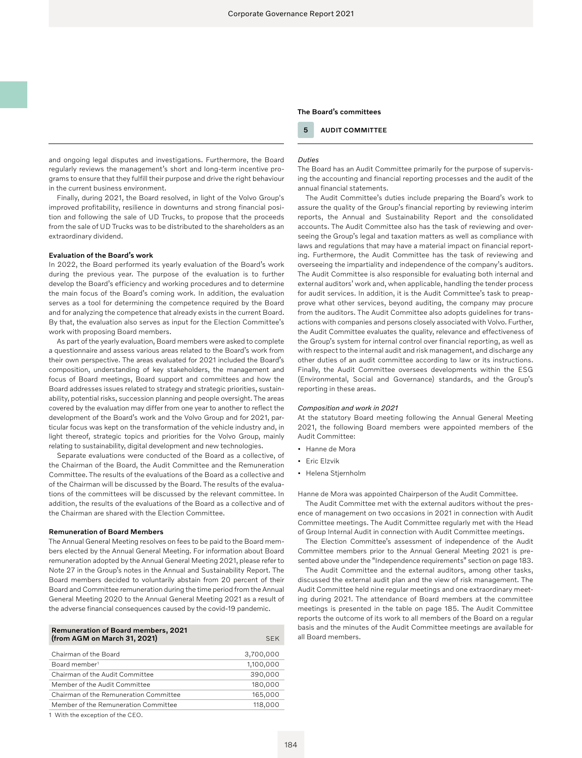and ongoing legal disputes and investigations. Furthermore, the Board regularly reviews the management's short and long-term incentive programs to ensure that they fulfill their purpose and drive the right behaviour in the current business environment.

Finally, during 2021, the Board resolved, in light of the Volvo Group's improved profitability, resilience in downturns and strong financial position and following the sale of UD Trucks, to propose that the proceeds from the sale of UD Trucks was to be distributed to the shareholders as an extraordinary dividend.

**Evaluation of the Board's work**

In 2022, the Board performed its yearly evaluation of the Board's work during the previous year. The purpose of the evaluation is to further develop the Board's efficiency and working procedures and to determine the main focus of the Board's coming work. In addition, the evaluation serves as a tool for determining the competence required by the Board and for analyzing the competence that already exists in the current Board. By that, the evaluation also serves as input for the Election Committee's work with proposing Board members.

As part of the yearly evaluation, Board members were asked to complete a questionnaire and assess various areas related to the Board's work from their own perspective. The areas evaluated for 2021 included the Board's composition, understanding of key stakeholders, the management and focus of Board meetings, Board support and committees and how the Board addresses issues related to strategy and strategic priorities, sustainability, potential risks, succession planning and people oversight. The areas covered by the evaluation may differ from one year to another to reflect the development of the Board's work and the Volvo Group and for 2021, particular focus was kept on the transformation of the vehicle industry and, in light thereof, strategic topics and priorities for the Volvo Group, mainly relating to sustainability, digital development and new technologies.

Separate evaluations were conducted of the Board as a collective, of the Chairman of the Board, the Audit Committee and the Remuneration Committee. The results of the evaluations of the Board as a collective and of the Chairman will be discussed by the Board. The results of the evaluations of the committees will be discussed by the relevant committee. In addition, the results of the evaluations of the Board as a collective and of the Chairman are shared with the Election Committee.

**Remuneration of Board Members**

The Annual General Meeting resolves on fees to be paid to the Board members elected by the Annual General Meeting. For information about Board remuneration adopted by the Annual General Meeting 2021, please refer to Note 27 in the Group's notes in the Annual and Sustainability Report. The Board members decided to voluntarily abstain from 20 percent of their Board and Committee remuneration during the time period from the Annual General Meeting 2020 to the Annual General Meeting 2021 as a result of the adverse financial consequences caused by the covid-19 pandemic.

| Remuneration of Board members, 2021 (from AGM on March 31, 2021) | SEK |
|---|---|
| Chairman of the Board | 3,700,000 |
| Board member[1] | 1,100,000 |
| Chairman of the Audit Committee | 390,000 |
| Member of the Audit Committee | 180,000 |
| Chairman of the Remuneration Committee | 165,000 |
| Member of the Remuneration Committee | 118,000 |

1 With the exception of the CEO.

**The Board's committees**

## 5 AUDIT COMMITTEE

*Duties*

The Board has an Audit Committee primarily for the purpose of supervising the accounting and financial reporting processes and the audit of the annual financial statements.

The Audit Committee's duties include preparing the Board's work to assure the quality of the Group's financial reporting by reviewing interim reports, the Annual and Sustainability Report and the consolidated accounts. The Audit Committee also has the task of reviewing and overseeing the Group's legal and taxation matters as well as compliance with laws and regulations that may have a material impact on financial reporting. Furthermore, the Audit Committee has the task of reviewing and overseeing the impartiality and independence of the company's auditors. The Audit Committee is also responsible for evaluating both internal and external auditors' work and, when applicable, handling the tender process for audit services. In addition, it is the Audit Committee's task to preapprove what other services, beyond auditing, the company may procure from the auditors. The Audit Committee also adopts guidelines for transactions with companies and persons closely associated with Volvo. Further, the Audit Committee evaluates the quality, relevance and effectiveness of the Group's system for internal control over financial reporting, as well as with respect to the internal audit and risk management, and discharge any other duties of an audit committee according to law or its instructions. Finally, the Audit Committee oversees developments within the ESG (Environmental, Social and Governance) standards, and the Group's reporting in these areas.

*Composition and work in 2021*

At the statutory Board meeting following the Annual General Meeting 2021, the following Board members were appointed members of the Audit Committee:

- Hanne de Mora
- Eric Elzvik
- Helena Stjernholm

Hanne de Mora was appointed Chairperson of the Audit Committee.

The Audit Committee met with the external auditors without the presence of management on two occasions in 2021 in connection with Audit Committee meetings. The Audit Committee regularly met with the Head of Group Internal Audit in connection with Audit Committee meetings.

The Election Committee's assessment of independence of the Audit Committee members prior to the Annual General Meeting 2021 is presented above under the "Independence requirements" section on page 183.

The Audit Committee and the external auditors, among other tasks, discussed the external audit plan and the view of risk management. The Audit Committee held nine regular meetings and one extraordinary meeting during 2021. The attendance of Board members at the committee meetings is presented in the table on page 185. The Audit Committee reports the outcome of its work to all members of the Board on a regular basis and the minutes of the Audit Committee meetings are available for all Board members.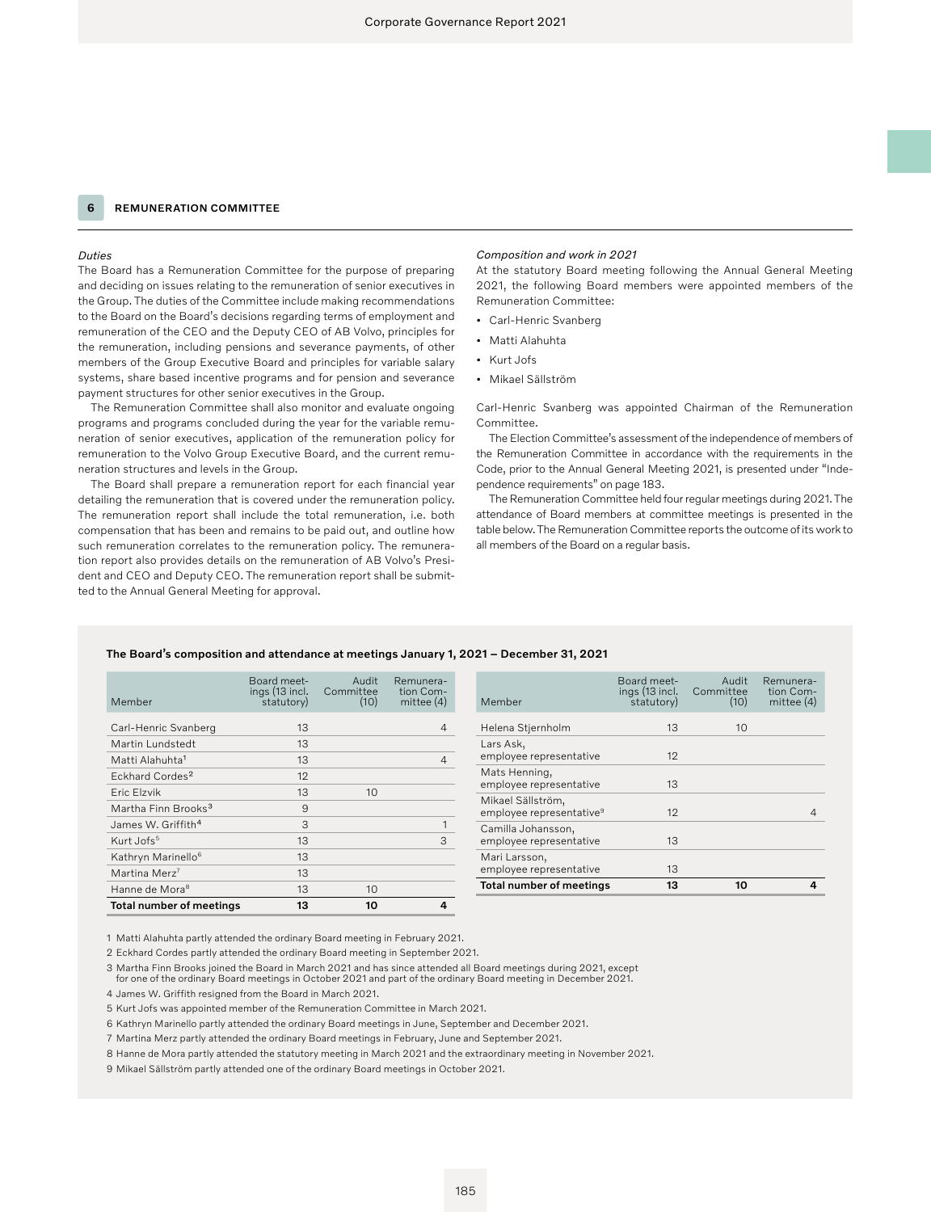## 6 REMUNERATION COMMITTEE

*Duties*

The Board has a Remuneration Committee for the purpose of preparing and deciding on issues relating to the remuneration of senior executives in the Group. The duties of the Committee include making recommendations to the Board on the Board's decisions regarding terms of employment and remuneration of the CEO and the Deputy CEO of AB Volvo, principles for the remuneration, including pensions and severance payments, of other members of the Group Executive Board and principles for variable salary systems, share based incentive programs and for pension and severance payment structures for other senior executives in the Group.

The Remuneration Committee shall also monitor and evaluate ongoing programs and programs concluded during the year for the variable remuneration of senior executives, application of the remuneration policy for remuneration to the Volvo Group Executive Board, and the current remuneration structures and levels in the Group.

The Board shall prepare a remuneration report for each financial year detailing the remuneration that is covered under the remuneration policy. The remuneration report shall include the total remuneration, i.e. both compensation that has been and remains to be paid out, and outline how such remuneration correlates to the remuneration policy. The remuneration report also provides details on the remuneration of AB Volvo's President and CEO and Deputy CEO. The remuneration report shall be submitted to the Annual General Meeting for approval.

*Composition and work in 2021*

At the statutory Board meeting following the Annual General Meeting 2021, the following Board members were appointed members of the Remuneration Committee:

- Carl-Henric Svanberg
- Matti Alahuhta
- Kurt Jofs
- Mikael Sällström

Carl-Henric Svanberg was appointed Chairman of the Remuneration Committee.

The Election Committee's assessment of the independence of members of the Remuneration Committee in accordance with the requirements in the Code, prior to the Annual General Meeting 2021, is presented under "Independence requirements" on page 183.

The Remuneration Committee held four regular meetings during 2021. The attendance of Board members at committee meetings is presented in the table below. The Remuneration Committee reports the outcome of its work to all members of the Board on a regular basis.

**The Board's composition and attendance at meetings January 1, 2021 – December 31, 2021**

| Member | Board meetings (13 incl. statutory) | Audit Committee (10) | Remuneration Committee (4) |
|---|---|---|---|
| Carl-Henric Svanberg | 13 | | 4 |
| Martin Lundstedt | 13 | | |
| Matti Alahuhta[1] | 13 | | 4 |
| Eckhard Cordes[2] | 12 | | |
| Eric Elzvik | 13 | 10 | |
| Martha Finn Brooks[3] | 9 | | |
| James W. Griffith[4] | 3 | | 1 |
| Kurt Jofs[5] | 13 | | 3 |
| Kathryn Marinello[6] | 13 | | |
| Martina Merz[7] | 13 | | |
| Hanne de Mora[8] | 13 | 10 | |
| Helena Stjernholm | 13 | 10 | |
| Lars Ask, employee representative | 12 | | |
| Mats Henning, employee representative | 13 | | |
| Mikael Sällström, employee representative[9] | 12 | | 4 |
| Camilla Johansson, employee representative | 13 | | |
| Mari Larsson, employee representative | 13 | | |
| **Total number of meetings** | **13** | **10** | **4** |

1 Matti Alahuhta partly attended the ordinary Board meeting in February 2021.

2 Eckhard Cordes partly attended the ordinary Board meeting in September 2021.

3 Martha Finn Brooks joined the Board in March 2021 and has since attended all Board meetings during 2021, except for one of the ordinary Board meetings in October 2021 and part of the ordinary Board meeting in December 2021.

4 James W. Griffith resigned from the Board in March 2021.

5 Kurt Jofs was appointed member of the Remuneration Committee in March 2021.

6 Kathryn Marinello partly attended the ordinary Board meetings in June, September and December 2021.

7 Martina Merz partly attended the ordinary Board meetings in February, June and September 2021.

8 Hanne de Mora partly attended the statutory meeting in March 2021 and the extraordinary meeting in November 2021.

9 Mikael Sällström partly attended one of the ordinary Board meetings in October 2021.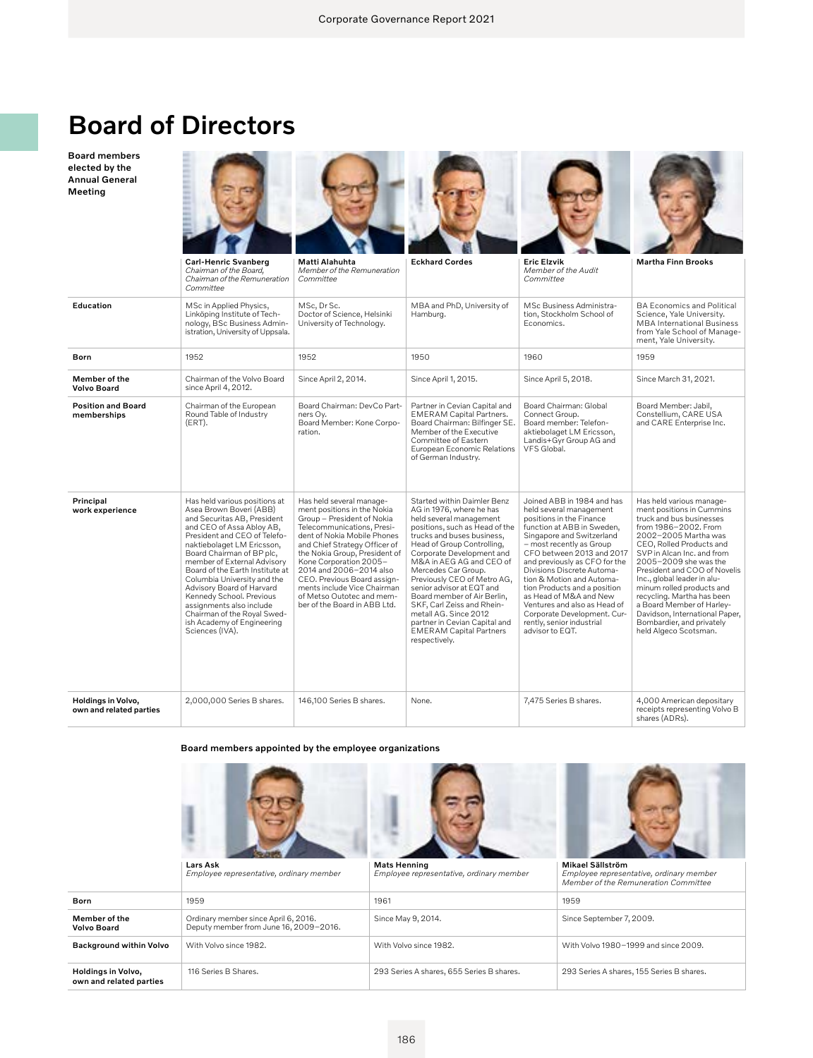# Board of Directors

**Board members elected by the Annual General Meeting**

| | **Carl-Henric Svanberg**<br>*Chairman of the Board, Chairman of the Remuneration Committee* | **Matti Alahuhta**<br>*Member of the Remuneration Committee* | **Eckhard Cordes** | **Eric Elzvik**<br>*Member of the Audit Committee* | **Martha Finn Brooks** |
|---|---|---|---|---|---|
| **Education** | MSc in Applied Physics, Linköping Institute of Technology, BSc Business Administration, University of Uppsala. | MSc, Dr Sc. Doctor of Science, Helsinki University of Technology. | MBA and PhD, University of Hamburg. | MSc Business Administration, Stockholm School of Economics. | BA Economics and Political Science, Yale University. MBA International Business from Yale School of Management, Yale University. |
| **Born** | 1952 | 1952 | 1950 | 1960 | 1959 |
| **Member of the Volvo Board** | Chairman of the Volvo Board since April 4, 2012. | Since April 2, 2014. | Since April 1, 2015. | Since April 5, 2018. | Since March 31, 2021. |
| **Position and Board memberships** | Chairman of the European Round Table of Industry (ERT). | Board Chairman: DevCo Partners Oy. Board Member: Kone Corporation. | Partner in Cevian Capital and EMERAM Capital Partners. Board Chairman: Bilfinger SE. Member of the Executive Committee of Eastern European Economic Relations of German Industry. | Board Chairman: Global Connect Group. Board member: Telefonaktiebolaget LM Ericsson, Landis+Gyr Group AG and VFS Global. | Board Member: Jabil, Constellium, CARE USA and CARE Enterprise Inc. |
| **Principal work experience** | Has held various positions at Asea Brown Boveri (ABB) and Securitas AB, President and CEO of Assa Abloy AB, President and CEO of Telefonaktiebolaget LM Ericsson, Board Chairman of BP plc, member of External Advisory Board of the Earth Institute at Columbia University and the Advisory Board of Harvard Kennedy School. Previous assignments also include Chairman of the Royal Swedish Academy of Engineering Sciences (IVA). | Has held several management positions in the Nokia Group – President of Nokia Telecommunications, President of Nokia Mobile Phones and Chief Strategy Officer of the Nokia Group, President of Kone Corporation 2005–2014 and 2006–2014 also CEO. Previous Board assignments include Vice Chairman of Metso Outotec and member of the Board in ABB Ltd. | Started within Daimler Benz AG in 1976, where he has held several management positions, such as Head of the trucks and buses business, Head of Group Controlling, Corporate Development and M&A in AEG AG and CEO of Mercedes Car Group. Previously CEO of Metro AG, senior advisor at EQT and Board member of Air Berlin, SKF, Carl Zeiss and Rheinmetall AG. Since 2012 partner in Cevian Capital and EMERAM Capital Partners respectively. | Joined ABB in 1984 and has held several management positions in the Finance function at ABB in Sweden, Singapore and Switzerland – most recently as Group CFO between 2013 and 2017 and previously as CFO for the Divisions Discrete Automation & Motion and Automation Products and a position as Head of M&A and New Ventures and also as Head of Corporate Development. Currently, senior industrial advisor to EQT. | Has held various management positions in Cummins truck and bus businesses from 1986–2002. From 2002–2005 Martha was CEO, Rolled Products and SVP in Alcan Inc. and from 2005–2009 she was the President and COO of Novelis Inc., global leader in aluminum rolled products and recycling. Martha has been a Board Member of Harley-Davidson, International Paper, Bombardier, and privately held Algeco Scotsman. |
| **Holdings in Volvo, own and related parties** | 2,000,000 Series B shares. | 146,100 Series B shares. | None. | 7,475 Series B shares. | 4,000 American depositary receipts representing Volvo B shares (ADRs). |

**Board members appointed by the employee organizations**

| | **Lars Ask**<br>*Employee representative, ordinary member* | **Mats Henning**<br>*Employee representative, ordinary member* | **Mikael Sällström**<br>*Employee representative, ordinary member*<br>*Member of the Remuneration Committee* |
|---|---|---|---|
| **Born** | 1959 | 1961 | 1959 |
| **Member of the Volvo Board** | Ordinary member since April 6, 2016. Deputy member from June 16, 2009–2016. | Since May 9, 2014. | Since September 7, 2009. |
| **Background within Volvo** | With Volvo since 1982. | With Volvo since 1982. | With Volvo 1980–1999 and since 2009. |
| **Holdings in Volvo, own and related parties** | 116 Series B Shares. | 293 Series A shares, 655 Series B shares. | 293 Series A shares, 155 Series B shares. |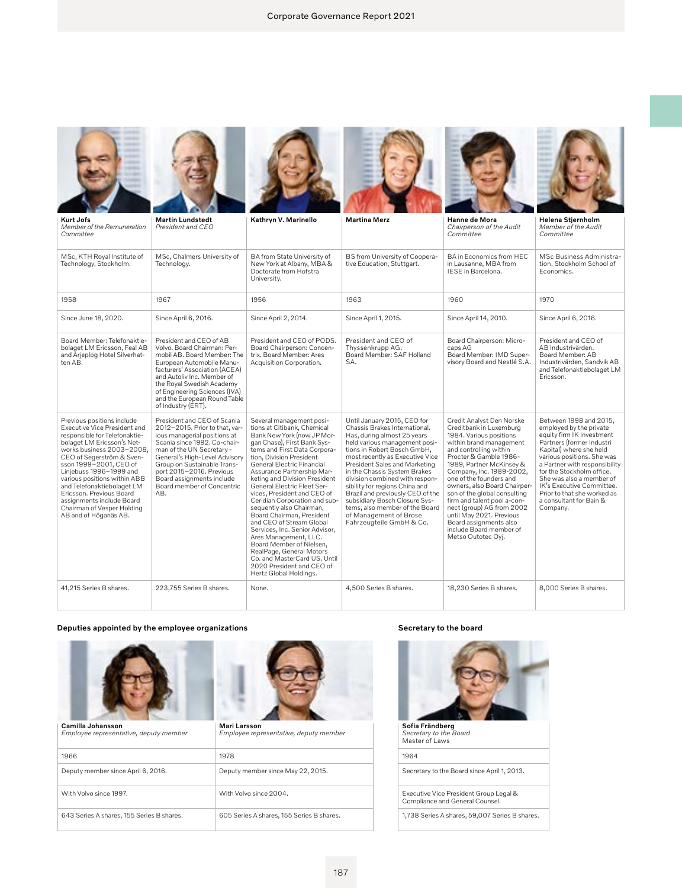| Kurt Jofs<br>*Member of the Remuneration Committee* | Martin Lundstedt<br>*President and CEO* | Kathryn V. Marinello | Martina Merz | Hanne de Mora<br>*Chairperson of the Audit Committee* | Helena Stjernholm<br>*Member of the Audit Committee* |
|---|---|---|---|---|---|
| MSc, KTH Royal Institute of Technology, Stockholm. | MSc, Chalmers University of Technology. | BA from State University of New York at Albany, MBA & Doctorate from Hofstra University. | BS from University of Cooperative Education, Stuttgart. | BA in Economics from HEC in Lausanne, MBA from IESE in Barcelona. | MSc Business Administration, Stockholm School of Economics. |
| 1958 | 1967 | 1956 | 1963 | 1960 | 1970 |
| Since June 18, 2020. | Since April 6, 2016. | Since April 2, 2014. | Since April 1, 2015. | Since April 14, 2010. | Since April 6, 2016. |
| Board Member: Telefonaktiebolaget LM Ericsson, Feal AB and Arjeplog Hotel Silverhatten AB. | President and CEO of AB Volvo. Board Chairman: Permobil AB. Board Member: The European Automobile Manufacturers' Association (ACEA) and Autoliv Inc. Member of the Royal Swedish Academy of Engineering Sciences (IVA) and the European Round Table of Industry (ERT). | President and CEO of PODS. Board Chairperson: Concentrix. Board Member: Ares Acquisition Corporation. | President and CEO of Thyssenkrupp AG. Board Member: SAF Holland SA. | Board Chairperson: Micro-caps AG Board Member: IMD Supervisory Board and Nestlé S.A. | President and CEO of AB Industrivärden. Board Member: AB Industrivärden, Sandvik AB and Telefonaktiebolaget LM Ericsson. |
| Previous positions include Executive Vice President and responsible for Telefonaktiebolaget LM Ericsson's Networks business 2003–2008, CEO of Segerström & Svensson 1999–2001, CEO of Linjebuss 1996–1999 and various positions within ABB and Telefonaktiebolaget LM Ericsson. Previous Board assignments include Board Chairman of Vesper Holding AB and of Höganäs AB. | President and CEO of Scania 2012–2015. Prior to that, various managerial positions at Scania since 1992. Co-chairman of the UN Secretary-General's High-Level Advisory Group on Sustainable Transport 2015–2016. Previous Board assignments include Board member of Concentric AB. | Several management positions at Citibank, Chemical Bank New York (now JP Morgan Chase), First Bank Systems and First Data Corporation, Division President General Electric Financial Assurance Partnership Marketing and Division President General Electric Fleet Services, President and CEO of Ceridian Corporation and subsequently also Chairman, Board Chairman, President and CEO of Stream Global Services, Inc. Senior Advisor, Ares Management, LLC. Board Member of Nielsen, RealPage, General Motors Co. and MasterCard US. Until 2020 President and CEO of Hertz Global Holdings. | Until January 2015, CEO for Chassis Brakes International. Has, during almost 25 years held various management positions in Robert Bosch GmbH, most recently as Executive Vice President Sales and Marketing in the Chassis System Brakes division combined with responsibility for regions China and Brazil and previously CEO of the subsidiary Bosch Closure Systems, also member of the Board of Management of Brose Fahrzeugteile GmbH & Co. | Credit Analyst Den Norske Creditbank in Luxemburg 1984. Various positions within brand management and controlling within Procter & Gamble 1986-1989, Partner McKinsey & Company, Inc. 1989-2002, one of the founders and owners, also Board Chairperson of the global consulting firm and talent pool a-connect (group) AG from 2002 until May 2021. Previous Board assignments also include Board member of Metso Outotec Oyj. | Between 1998 and 2015, employed by the private equity firm IK Investment Partners (former Industri Kapital) where she held various positions. She was a Partner with responsibility for the Stockholm office. She was also a member of IK's Executive Committee. Prior to that she worked as a consultant for Bain & Company. |
| 41,215 Series B shares. | 223,755 Series B shares. | None. | 4,500 Series B shares. | 18,230 Series B shares. | 8,000 Series B shares. |

### Deputies appointed by the employee organizations

| Camilla Johansson<br>*Employee representative, deputy member* | Mari Larsson<br>*Employee representative, deputy member* |
|---|---|
| 1966 | 1978 |
| Deputy member since April 6, 2016. | Deputy member since May 22, 2015. |
| With Volvo since 1997. | With Volvo since 2004. |
| 643 Series A shares, 155 Series B shares. | 605 Series A shares, 155 Series B shares. |

### Secretary to the board

| Sofia Frändberg<br>*Secretary to the Board*<br>Master of Laws |
|---|
| 1964 |
| Secretary to the Board since April 1, 2013. |
| Executive Vice President Group Legal & Compliance and General Counsel. |
| 1,738 Series A shares, 59,007 Series B shares. |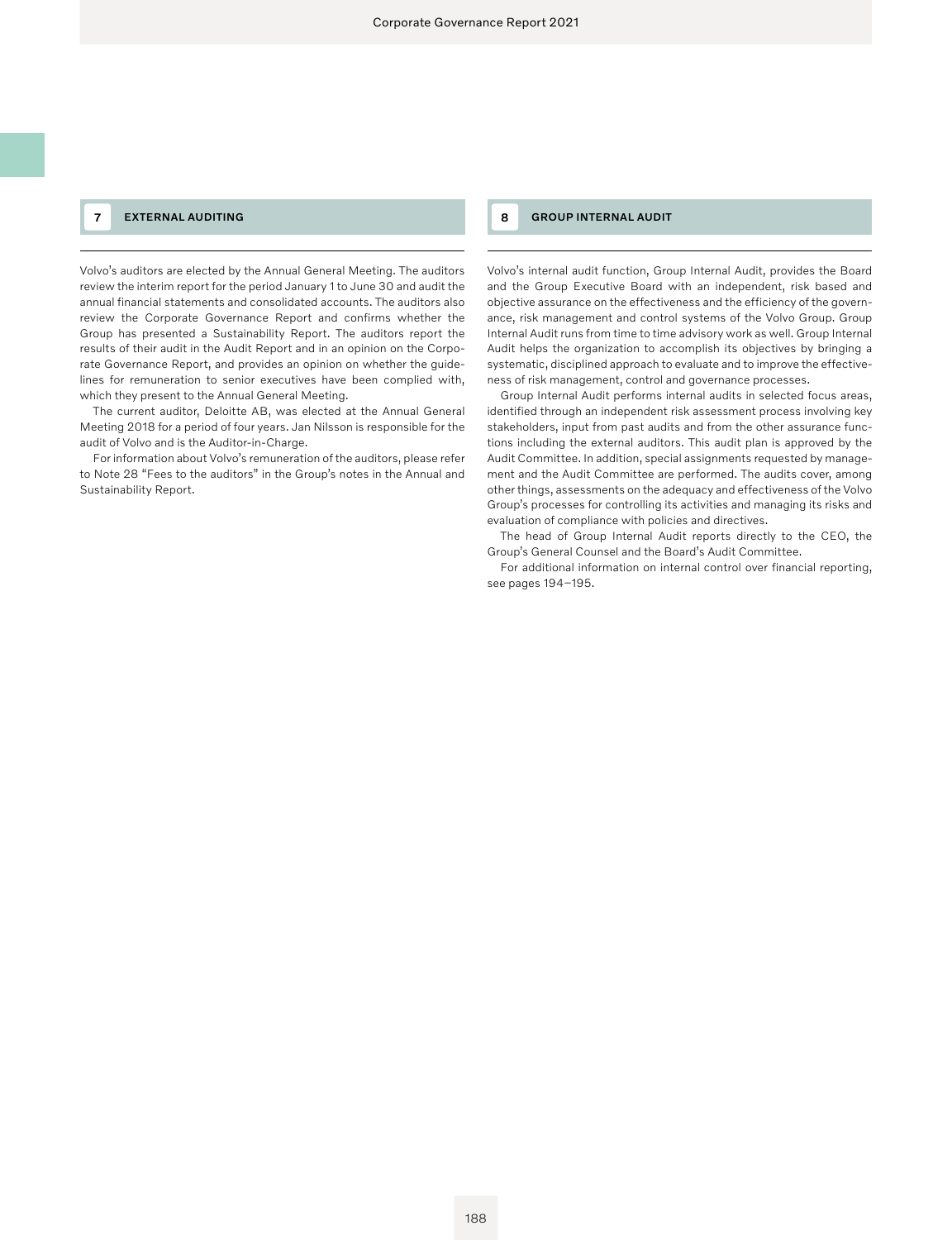## 7 EXTERNAL AUDITING

Volvo's auditors are elected by the Annual General Meeting. The auditors review the interim report for the period January 1 to June 30 and audit the annual financial statements and consolidated accounts. The auditors also review the Corporate Governance Report and confirms whether the Group has presented a Sustainability Report. The auditors report the results of their audit in the Audit Report and in an opinion on the Corporate Governance Report, and provides an opinion on whether the guidelines for remuneration to senior executives have been complied with, which they present to the Annual General Meeting.

The current auditor, Deloitte AB, was elected at the Annual General Meeting 2018 for a period of four years. Jan Nilsson is responsible for the audit of Volvo and is the Auditor-in-Charge.

For information about Volvo's remuneration of the auditors, please refer to Note 28 "Fees to the auditors" in the Group's notes in the Annual and Sustainability Report.

## 8 GROUP INTERNAL AUDIT

Volvo's internal audit function, Group Internal Audit, provides the Board and the Group Executive Board with an independent, risk based and objective assurance on the effectiveness and the efficiency of the governance, risk management and control systems of the Volvo Group. Group Internal Audit runs from time to time advisory work as well. Group Internal Audit helps the organization to accomplish its objectives by bringing a systematic, disciplined approach to evaluate and to improve the effectiveness of risk management, control and governance processes.

Group Internal Audit performs internal audits in selected focus areas, identified through an independent risk assessment process involving key stakeholders, input from past audits and from the other assurance functions including the external auditors. This audit plan is approved by the Audit Committee. In addition, special assignments requested by management and the Audit Committee are performed. The audits cover, among other things, assessments on the adequacy and effectiveness of the Volvo Group's processes for controlling its activities and managing its risks and evaluation of compliance with policies and directives.

The head of Group Internal Audit reports directly to the CEO, the Group's General Counsel and the Board's Audit Committee.

For additional information on internal control over financial reporting, see pages 194–195.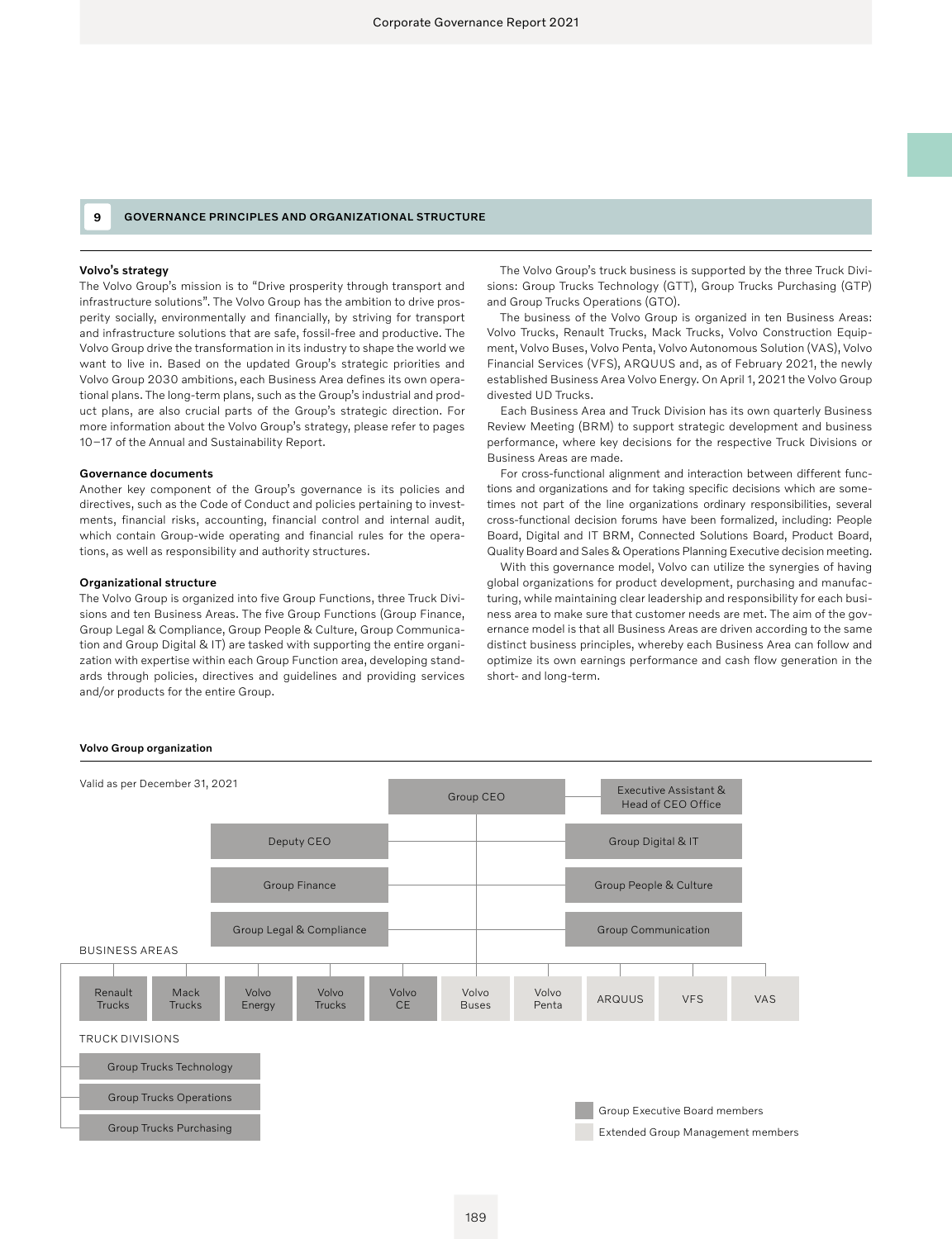## 9 GOVERNANCE PRINCIPLES AND ORGANIZATIONAL STRUCTURE

**Volvo's strategy**

The Volvo Group's mission is to "Drive prosperity through transport and infrastructure solutions". The Volvo Group has the ambition to drive prosperity socially, environmentally and financially, by striving for transport and infrastructure solutions that are safe, fossil-free and productive. The Volvo Group drive the transformation in its industry to shape the world we want to live in. Based on the updated Group's strategic priorities and Volvo Group 2030 ambitions, each Business Area defines its own operational plans. The long-term plans, such as the Group's industrial and product plans, are also crucial parts of the Group's strategic direction. For more information about the Volvo Group's strategy, please refer to pages 10–17 of the Annual and Sustainability Report.

**Governance documents**

Another key component of the Group's governance is its policies and directives, such as the Code of Conduct and policies pertaining to investments, financial risks, accounting, financial control and internal audit, which contain Group-wide operating and financial rules for the operations, as well as responsibility and authority structures.

**Organizational structure**

The Volvo Group is organized into five Group Functions, three Truck Divisions and ten Business Areas. The five Group Functions (Group Finance, Group Legal & Compliance, Group People & Culture, Group Communication and Group Digital & IT) are tasked with supporting the entire organization with expertise within each Group Function area, developing standards through policies, directives and guidelines and providing services and/or products for the entire Group.

The Volvo Group's truck business is supported by the three Truck Divisions: Group Trucks Technology (GTT), Group Trucks Purchasing (GTP) and Group Trucks Operations (GTO).

The business of the Volvo Group is organized in ten Business Areas: Volvo Trucks, Renault Trucks, Mack Trucks, Volvo Construction Equipment, Volvo Buses, Volvo Penta, Volvo Autonomous Solution (VAS), Volvo Financial Services (VFS), ARQUUS and, as of February 2021, the newly established Business Area Volvo Energy. On April 1, 2021 the Volvo Group divested UD Trucks.

Each Business Area and Truck Division has its own quarterly Business Review Meeting (BRM) to support strategic development and business performance, where key decisions for the respective Truck Divisions or Business Areas are made.

For cross-functional alignment and interaction between different functions and organizations and for taking specific decisions which are sometimes not part of the line organizations ordinary responsibilities, several cross-functional decision forums have been formalized, including: People Board, Digital and IT BRM, Connected Solutions Board, Product Board, Quality Board and Sales & Operations Planning Executive decision meeting.

With this governance model, Volvo can utilize the synergies of having global organizations for product development, purchasing and manufacturing, while maintaining clear leadership and responsibility for each business area to make sure that customer needs are met. The aim of the governance model is that all Business Areas are driven according to the same distinct business principles, whereby each Business Area can follow and optimize its own earnings performance and cash flow generation in the short- and long-term.

**Volvo Group organization**

Valid as per December 31, 2021

- Group CEO
  - Executive Assistant & Head of CEO Office
  - Deputy CEO
  - Group Digital & IT
  - Group Finance
  - Group People & Culture
  - Group Legal & Compliance
  - Group Communication

BUSINESS AREAS

- Renault Trucks
- Mack Trucks
- Volvo Energy
- Volvo Trucks
- Volvo CE
- Volvo Buses
- Volvo Penta
- ARQUUS
- VFS
- VAS

TRUCK DIVISIONS

- Group Trucks Technology
- Group Trucks Operations
- Group Trucks Purchasing

Legend: Group Executive Board members (Group CEO, Executive Assistant & Head of CEO Office, Deputy CEO, Group Digital & IT, Group Finance, Group People & Culture, Group Legal & Compliance, Group Communication, Renault Trucks, Mack Trucks, Volvo Energy, Volvo Trucks, Volvo CE, Group Trucks Technology, Group Trucks Operations, Group Trucks Purchasing); Extended Group Management members (Volvo Buses, Volvo Penta, ARQUUS, VFS, VAS)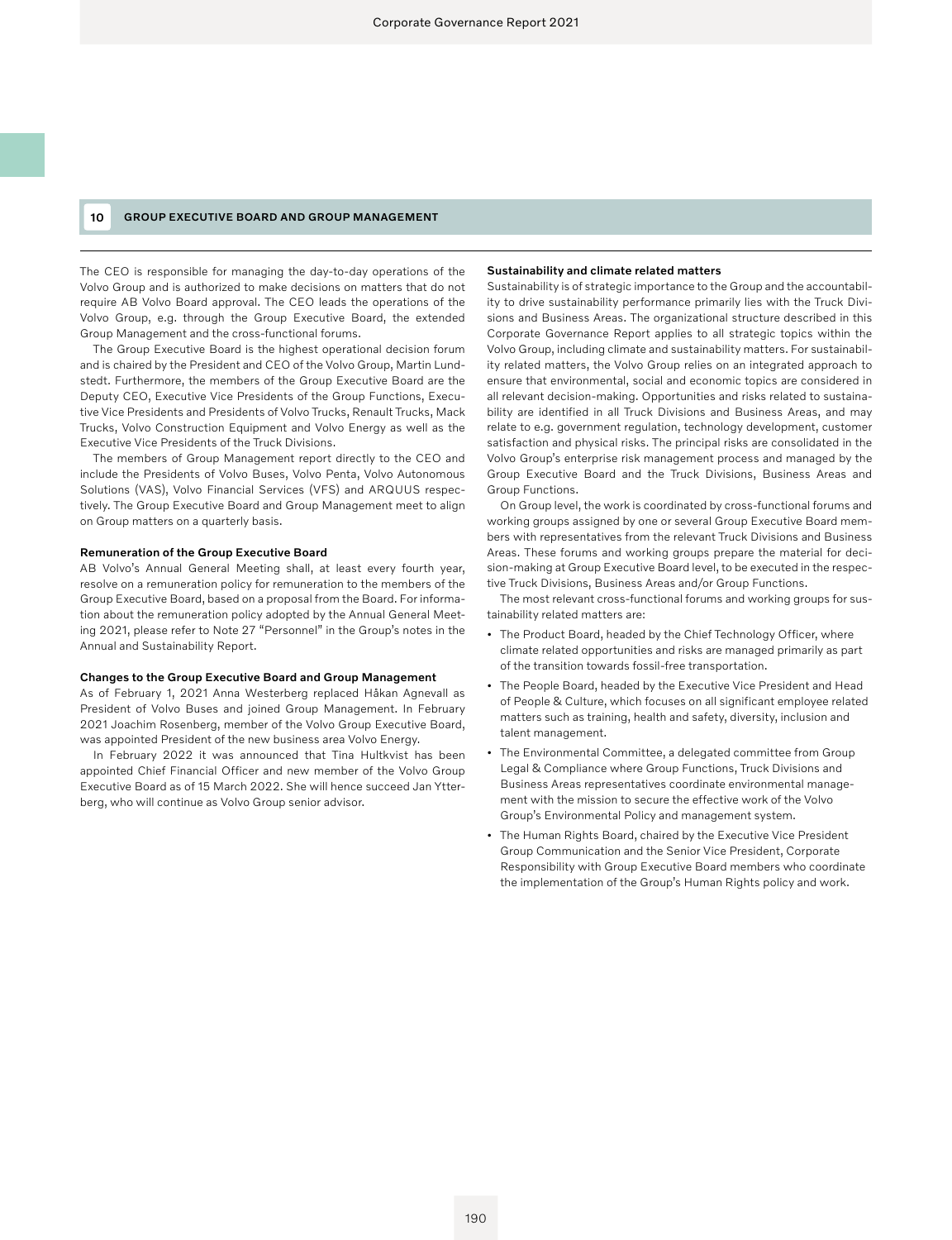## 10 GROUP EXECUTIVE BOARD AND GROUP MANAGEMENT

The CEO is responsible for managing the day-to-day operations of the Volvo Group and is authorized to make decisions on matters that do not require AB Volvo Board approval. The CEO leads the operations of the Volvo Group, e.g. through the Group Executive Board, the extended Group Management and the cross-functional forums.

The Group Executive Board is the highest operational decision forum and is chaired by the President and CEO of the Volvo Group, Martin Lundstedt. Furthermore, the members of the Group Executive Board are the Deputy CEO, Executive Vice Presidents of the Group Functions, Executive Vice Presidents and Presidents of Volvo Trucks, Renault Trucks, Mack Trucks, Volvo Construction Equipment and Volvo Energy as well as the Executive Vice Presidents of the Truck Divisions.

The members of Group Management report directly to the CEO and include the Presidents of Volvo Buses, Volvo Penta, Volvo Autonomous Solutions (VAS), Volvo Financial Services (VFS) and ARQUUS respectively. The Group Executive Board and Group Management meet to align on Group matters on a quarterly basis.

### Remuneration of the Group Executive Board

AB Volvo's Annual General Meeting shall, at least every fourth year, resolve on a remuneration policy for remuneration to the members of the Group Executive Board, based on a proposal from the Board. For information about the remuneration policy adopted by the Annual General Meeting 2021, please refer to Note 27 "Personnel" in the Group's notes in the Annual and Sustainability Report.

### Changes to the Group Executive Board and Group Management

As of February 1, 2021 Anna Westerberg replaced Håkan Agnevall as President of Volvo Buses and joined Group Management. In February 2021 Joachim Rosenberg, member of the Volvo Group Executive Board, was appointed President of the new business area Volvo Energy.

In February 2022 it was announced that Tina Hultkvist has been appointed Chief Financial Officer and new member of the Volvo Group Executive Board as of 15 March 2022. She will hence succeed Jan Ytterberg, who will continue as Volvo Group senior advisor.

### Sustainability and climate related matters

Sustainability is of strategic importance to the Group and the accountability to drive sustainability performance primarily lies with the Truck Divisions and Business Areas. The organizational structure described in this Corporate Governance Report applies to all strategic topics within the Volvo Group, including climate and sustainability matters. For sustainability related matters, the Volvo Group relies on an integrated approach to ensure that environmental, social and economic topics are considered in all relevant decision-making. Opportunities and risks related to sustainability are identified in all Truck Divisions and Business Areas, and may relate to e.g. government regulation, technology development, customer satisfaction and physical risks. The principal risks are consolidated in the Volvo Group's enterprise risk management process and managed by the Group Executive Board and the Truck Divisions, Business Areas and Group Functions.

On Group level, the work is coordinated by cross-functional forums and working groups assigned by one or several Group Executive Board members with representatives from the relevant Truck Divisions and Business Areas. These forums and working groups prepare the material for decision-making at Group Executive Board level, to be executed in the respective Truck Divisions, Business Areas and/or Group Functions.

The most relevant cross-functional forums and working groups for sustainability related matters are:

- The Product Board, headed by the Chief Technology Officer, where climate related opportunities and risks are managed primarily as part of the transition towards fossil-free transportation.
- The People Board, headed by the Executive Vice President and Head of People & Culture, which focuses on all significant employee related matters such as training, health and safety, diversity, inclusion and talent management.
- The Environmental Committee, a delegated committee from Group Legal & Compliance where Group Functions, Truck Divisions and Business Areas representatives coordinate environmental management with the mission to secure the effective work of the Volvo Group's Environmental Policy and management system.
- The Human Rights Board, chaired by the Executive Vice President Group Communication and the Senior Vice President, Corporate Responsibility with Group Executive Board members who coordinate the implementation of the Group's Human Rights policy and work.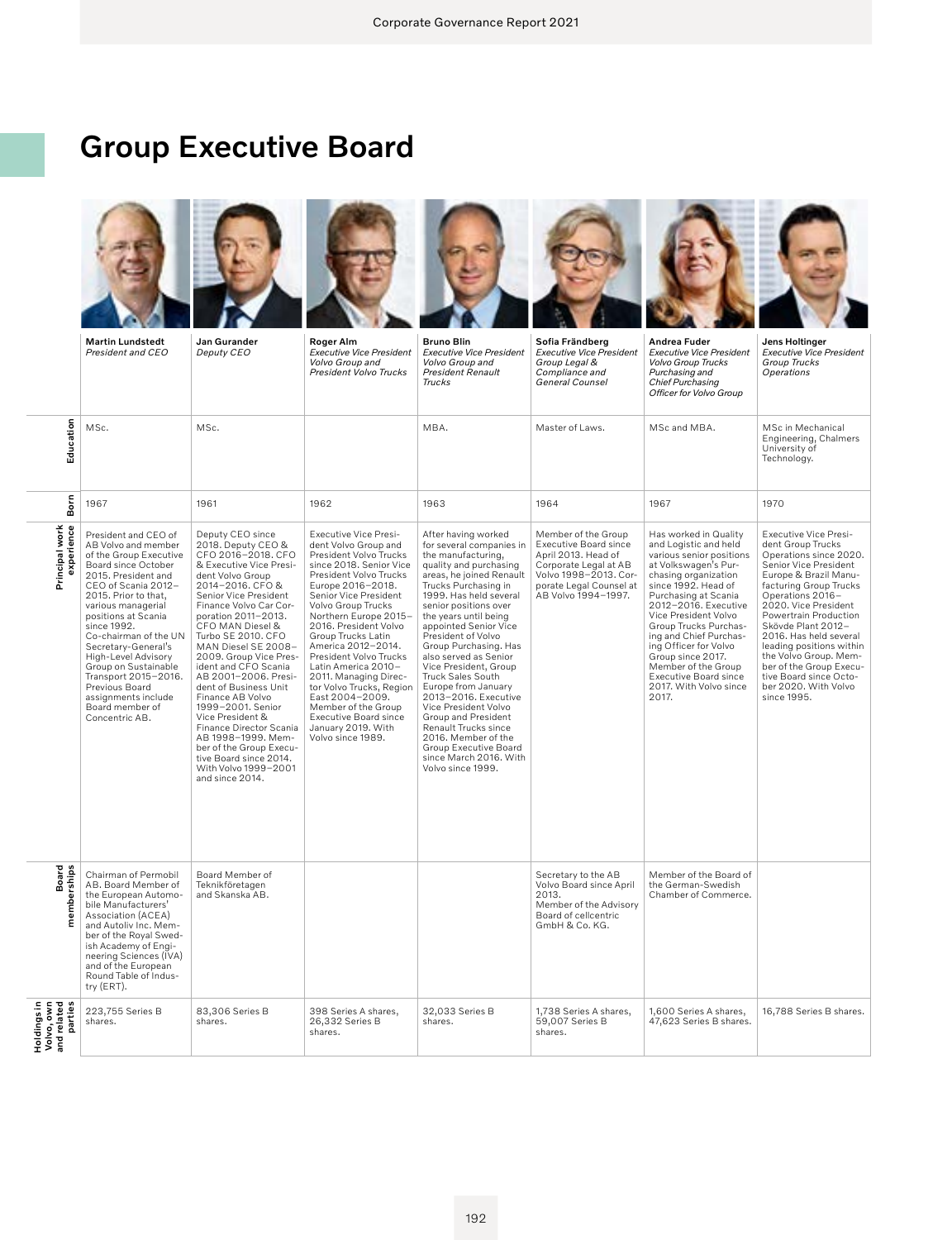# Group Executive Board

| | Martin Lundstedt<br>*President and CEO* | Jan Gurander<br>*Deputy CEO* | Roger Alm<br>*Executive Vice President Volvo Group and President Volvo Trucks* | Bruno Blin<br>*Executive Vice President Volvo Group and President Renault Trucks* | Sofia Frändberg<br>*Executive Vice President Group Legal & Compliance and General Counsel* | Andrea Fuder<br>*Executive Vice President Volvo Group Trucks Purchasing and Chief Purchasing Officer for Volvo Group* | Jens Holtinger<br>*Executive Vice President Group Trucks Operations* |
|---|---|---|---|---|---|---|---|
| Education | MSc. | MSc. | | MBA. | Master of Laws. | MSc and MBA. | MSc in Mechanical Engineering, Chalmers University of Technology. |
| Born | 1967 | 1961 | 1962 | 1963 | 1964 | 1967 | 1970 |
| Principal work experience | President and CEO of AB Volvo and member of the Group Executive Board since October 2015. President and CEO of Scania 2012–2015. Prior to that, various managerial positions at Scania since 1992. Co-chairman of the UN Secretary-General's High-Level Advisory Group on Sustainable Transport 2015–2016. Previous Board assignments include Board member of Concentric AB. | Deputy CEO since 2018. Deputy CEO & CFO 2016–2018. CFO & Executive Vice President Volvo Group 2014–2016. CFO & Senior Vice President Finance Volvo Car Corporation 2011–2013. CFO MAN Diesel & Turbo SE 2010. CFO MAN Diesel SE 2008–2009. Group Vice President and CFO Scania AB 2001–2006. President of Business Unit Finance AB Volvo 1999–2001. Senior Vice President & Finance Director Scania AB 1998–1999. Member of the Group Executive Board since 2014. With Volvo 1999–2001 and since 2014. | Executive Vice President Volvo Group and President Volvo Trucks since 2018. Senior Vice President Volvo Trucks Europe 2016–2018. Senior Vice President Volvo Group Trucks Northern Europe 2015–2016. President Volvo Group Trucks Latin America 2012–2014. President Volvo Trucks Latin America 2010–2011. Managing Director Volvo Trucks, Region East 2004–2009. Member of the Group Executive Board since January 2019. With Volvo since 1989. | After having worked for several companies in the manufacturing, quality and purchasing areas, he joined Renault Trucks Purchasing in 1999. Has held several senior positions over the years until being appointed Senior Vice President of Volvo Group Purchasing. Has also served as Senior Vice President, Group Truck Sales South Europe from January 2013–2016. Executive Vice President Volvo Group and President Renault Trucks since 2016. Member of the Group Executive Board since March 2016. With Volvo since 1999. | Member of the Group Executive Board since April 2013. Head of Corporate Legal at AB Volvo 1998–2013. Corporate Legal Counsel at AB Volvo 1994–1997. | Has worked in Quality and Logistic and held various senior positions at Volkswagen's Purchasing organization since 1992. Head of Purchasing at Scania 2012–2016. Executive Vice President Volvo Group Trucks Purchasing and Chief Purchasing Officer for Volvo Group since 2017. Member of the Group Executive Board since 2017. With Volvo since 2017. | Executive Vice President Group Trucks Operations since 2020. Senior Vice President Europe & Brazil Manufacturing Group Trucks Operations 2016–2020. Vice President Powertrain Production Skövde Plant 2012–2016. Has held several leading positions within the Volvo Group. Member of the Group Executive Board since October 2020. With Volvo since 1995. |
| Board memberships | Chairman of Permobil AB. Board Member of the European Automobile Manufacturers' Association (ACEA) and Autoliv Inc. Member of the Royal Swedish Academy of Engineering Sciences (IVA) and of the European Round Table of Industry (ERT). | Board Member of Teknikföretagen and Skanska AB. | | | Secretary to the AB Volvo Board since April 2013. Member of the Advisory Board of cellcentric GmbH & Co. KG. | Member of the Board of the German-Swedish Chamber of Commerce. | |
| Holdings in Volvo, own and related parties | 223,755 Series B shares. | 83,306 Series B shares. | 398 Series A shares, 26,332 Series B shares. | 32,033 Series B shares. | 1,738 Series A shares, 59,007 Series B shares. | 1,600 Series A shares, 47,623 Series B shares. | 16,788 Series B shares. |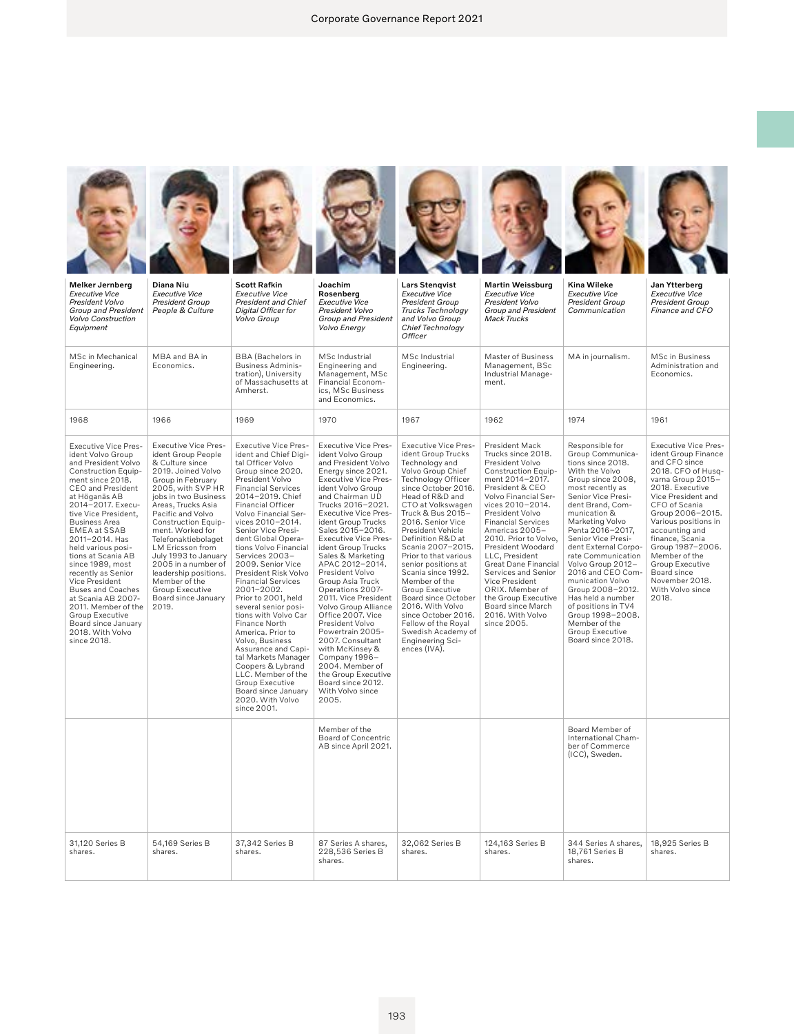| Melker Jernberg *Executive Vice President Volvo Group and President Volvo Construction Equipment* | Diana Niu *Executive Vice President Group People & Culture* | Scott Rafkin *Executive Vice President and Chief Digital Officer for Volvo Group* | Joachim Rosenberg *Executive Vice President Volvo Group and President Volvo Energy* | Lars Stenqvist *Executive Vice President Group Trucks Technology and Volvo Group Chief Technology Officer* | Martin Weissburg *Executive Vice President Volvo Group and President Mack Trucks* | Kina Wileke *Executive Vice President Group Communication* | Jan Ytterberg *Executive Vice President Group Finance and CFO* |
|---|---|---|---|---|---|---|---|
| MSc in Mechanical Engineering. | MBA and BA in Economics. | BBA (Bachelors in Business Administration), University of Massachusetts at Amherst. | MSc Industrial Engineering and Management, MSc Financial Economics, MSc Business and Economics. | MSc Industrial Engineering. | Master of Business Management, BSc Industrial Management. | MA in journalism. | MSc in Business Administration and Economics. |
| 1968 | 1966 | 1969 | 1970 | 1967 | 1962 | 1974 | 1961 |
| Executive Vice President Volvo Group and President Volvo Construction Equipment since 2018. CEO and President at Höganäs AB 2014–2017. Executive Vice President, Business Area EMEA at SSAB 2011–2014. Has held various positions at Scania AB since 1989, most recently as Senior Vice President Buses and Coaches at Scania AB 2007-2011. Member of the Group Executive Board since January 2018. With Volvo since 2018. | Executive Vice President Group People & Culture since 2019. Joined Volvo Group in February 2005, with SVP HR jobs in two Business Areas, Trucks Asia Pacific and Volvo Construction Equipment. Worked for Telefonaktiebolaget LM Ericsson from July 1993 to January 2005 in a number of leadership positions. Member of the Group Executive Board since January 2019. | Executive Vice President and Chief Digital Officer Volvo Group since 2020. President Volvo Financial Services 2014–2019. Chief Financial Officer Volvo Financial Services 2010–2014. Senior Vice President Global Operations Volvo Financial Services 2003–2009. Senior Vice President Risk Volvo Financial Services 2001–2002. Prior to 2001, held several senior positions with Volvo Car Finance North America. Prior to Volvo, Business Assurance and Capital Markets Manager Coopers & Lybrand LLC. Member of the Group Executive Board since January 2020. With Volvo since 2001. | Executive Vice President Volvo Group and President Volvo Energy since 2021. Executive Vice President Volvo Group and Chairman UD Trucks 2016–2021. Executive Vice President Group Trucks Sales 2015–2016. Executive Vice President Group Trucks Sales & Marketing APAC 2012–2014. President Volvo Group Asia Truck Operations 2007-2011. Vice President Volvo Group Alliance Office 2007. Vice President Volvo Powertrain 2005-2007. Consultant with McKinsey & Company 1996–2004. Member of the Group Executive Board since 2012. With Volvo since 2005. | Executive Vice President Group Trucks Technology and Volvo Group Chief Technology Officer since October 2016. Head of R&D and CTO at Volkswagen Truck & Bus 2015–2016. Senior Vice President Vehicle Definition R&D at Scania 2007–2015. Prior to that various senior positions at Scania since 1992. Member of the Group Executive Board since October 2016. With Volvo since October 2016. Fellow of the Royal Swedish Academy of Engineering Sciences (IVA). | President Mack Trucks since 2018. President Volvo Construction Equipment 2014–2017. President & CEO Volvo Financial Services 2010–2014. President Volvo Financial Services Americas 2005–2010. Prior to Volvo, President Woodard LLC, President Great Dane Financial Services and Senior Vice President ORIX. Member of the Group Executive Board since March 2016. With Volvo since 2005. | Responsible for Group Communications since 2018. With the Volvo Group since 2008, most recently as Senior Vice President Brand, Communication & Marketing Volvo Penta 2016–2017, Senior Vice President External Corporate Communication Volvo Group 2012–2016 and CEO Communication Volvo Group 2008–2012. Has held a number of positions in TV4 Group 1998–2008. Member of the Group Executive Board since 2018. | Executive Vice President Group Finance and CFO since 2018. CFO of Husqvarna Group 2015–2018. Executive Vice President and CFO of Scania Group 2006–2015. Various positions in accounting and finance, Scania Group 1987–2006. Member of the Group Executive Board since November 2018. With Volvo since 2018. |
| | | | Member of the Board of Concentric AB since April 2021. | | | Board Member of International Chamber of Commerce (ICC), Sweden. | |
| 31,120 Series B shares. | 54,169 Series B shares. | 37,342 Series B shares. | 87 Series A shares, 228,536 Series B shares. | 32,062 Series B shares. | 124,163 Series B shares. | 344 Series A shares, 18,761 Series B shares. | 18,925 Series B shares. |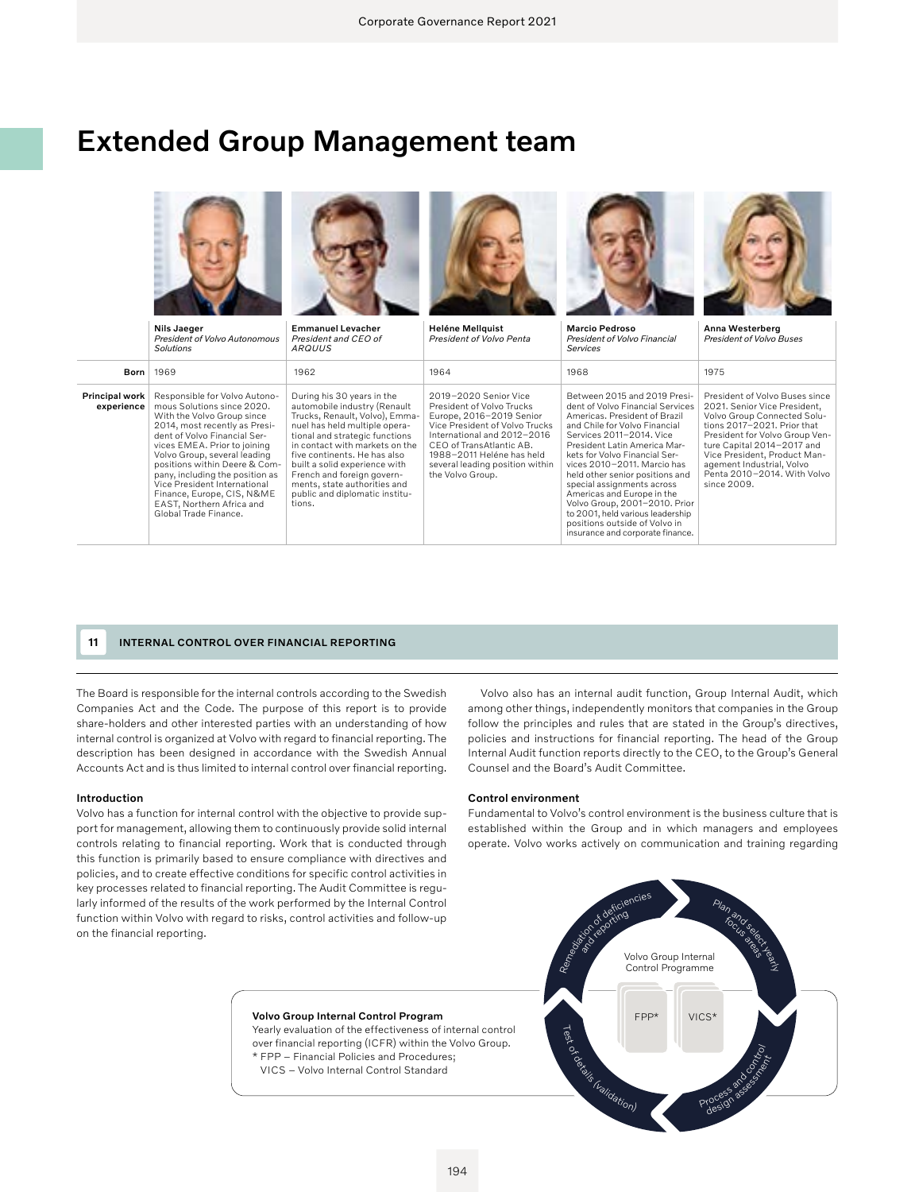# Extended Group Management team

| | Nils Jaeger<br>*President of Volvo Autonomous Solutions* | Emmanuel Levacher<br>*President and CEO of ARQUUS* | Heléne Mellquist<br>*President of Volvo Penta* | Marcio Pedroso<br>*President of Volvo Financial Services* | Anna Westerberg<br>*President of Volvo Buses* |
|---|---|---|---|---|---|
| **Born** | 1969 | 1962 | 1964 | 1968 | 1975 |
| **Principal work experience** | Responsible for Volvo Autonomous Solutions since 2020. With the Volvo Group since 2014, most recently as President of Volvo Financial Services EMEA. Prior to joining Volvo Group, several leading positions within Deere & Company, including the position as Vice President International Finance, Europe, CIS, N&ME EAST, Northern Africa and Global Trade Finance. | During his 30 years in the automobile industry (Renault Trucks, Renault, Volvo), Emmanuel has held multiple operational and strategic functions in contact with markets on the five continents. He has also built a solid experience with French and foreign governments, state authorities and public and diplomatic institutions. | 2019–2020 Senior Vice President of Volvo Trucks Europe, 2016–2019 Senior Vice President of Volvo Trucks International and 2012–2016 CEO of TransAtlantic AB. 1988–2011 Heléne has held several leading position within the Volvo Group. | Between 2015 and 2019 President of Volvo Financial Services Americas. President of Brazil and Chile for Volvo Financial Services 2011–2014. Vice President Latin America Markets for Volvo Financial Services 2010–2011. Marcio has held other senior positions and special assignments across Americas and Europe in the Volvo Group, 2001–2010. Prior to 2001, held various leadership positions outside of Volvo in insurance and corporate finance. | President of Volvo Buses since 2021. Senior Vice President, Volvo Group Connected Solutions 2017–2021. Prior that President for Volvo Group Venture Capital 2014–2017 and Vice President, Product Management Industrial, Volvo Penta 2010–2014. With Volvo since 2009. |

## 11 INTERNAL CONTROL OVER FINANCIAL REPORTING

The Board is responsible for the internal controls according to the Swedish Companies Act and the Code. The purpose of this report is to provide share-holders and other interested parties with an understanding of how internal control is organized at Volvo with regard to financial reporting. The description has been designed in accordance with the Swedish Annual Accounts Act and is thus limited to internal control over financial reporting.

### Introduction

Volvo has a function for internal control with the objective to provide support for management, allowing them to continuously provide solid internal controls relating to financial reporting. Work that is conducted through this function is primarily based to ensure compliance with directives and policies, and to create effective conditions for specific control activities in key processes related to financial reporting. The Audit Committee is regularly informed of the results of the work performed by the Internal Control function within Volvo with regard to risks, control activities and follow-up on the financial reporting.

Volvo also has an internal audit function, Group Internal Audit, which among other things, independently monitors that companies in the Group follow the principles and rules that are stated in the Group's directives, policies and instructions for financial reporting. The head of the Group Internal Audit function reports directly to the CEO, to the Group's General Counsel and the Board's Audit Committee.

### Control environment

Fundamental to Volvo's control environment is the business culture that is established within the Group and in which managers and employees operate. Volvo works actively on communication and training regarding

**Volvo Group Internal Control Program**

Yearly evaluation of the effectiveness of internal control over financial reporting (ICFR) within the Volvo Group.

\* FPP – Financial Policies and Procedures;
VICS – Volvo Internal Control Standard

Volvo Group Internal Control Programme: FPP*, VICS* — Plan and select yearly focus areas; Process and control design assessment; Test of details (validation); Remediation of deficiencies and reporting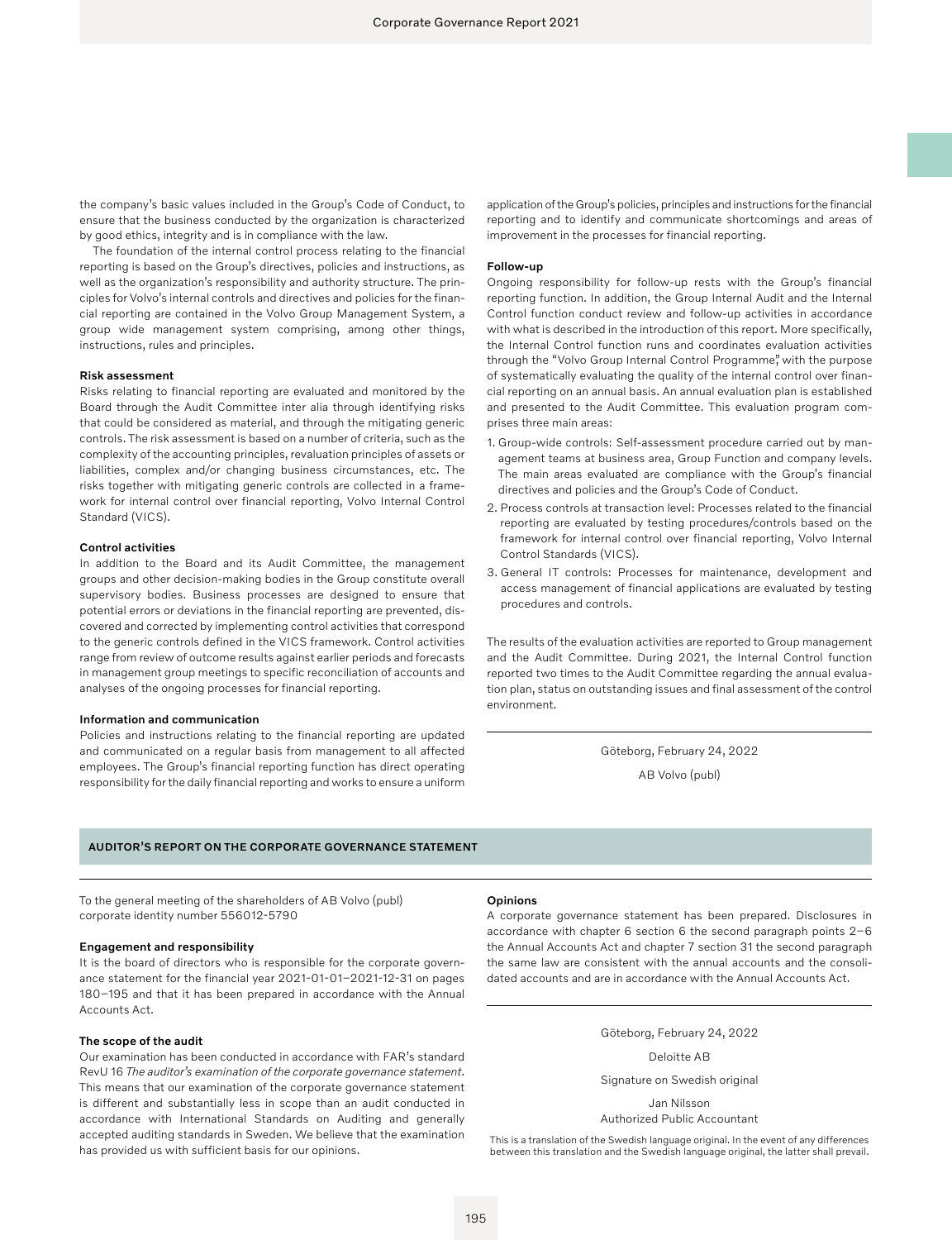the company's basic values included in the Group's Code of Conduct, to ensure that the business conducted by the organization is characterized by good ethics, integrity and is in compliance with the law.

The foundation of the internal control process relating to the financial reporting is based on the Group's directives, policies and instructions, as well as the organization's responsibility and authority structure. The principles for Volvo's internal controls and directives and policies for the financial reporting are contained in the Volvo Group Management System, a group wide management system comprising, among other things, instructions, rules and principles.

**Risk assessment**

Risks relating to financial reporting are evaluated and monitored by the Board through the Audit Committee inter alia through identifying risks that could be considered as material, and through the mitigating generic controls. The risk assessment is based on a number of criteria, such as the complexity of the accounting principles, revaluation principles of assets or liabilities, complex and/or changing business circumstances, etc. The risks together with mitigating generic controls are collected in a framework for internal control over financial reporting, Volvo Internal Control Standard (VICS).

**Control activities**

In addition to the Board and its Audit Committee, the management groups and other decision-making bodies in the Group constitute overall supervisory bodies. Business processes are designed to ensure that potential errors or deviations in the financial reporting are prevented, discovered and corrected by implementing control activities that correspond to the generic controls defined in the VICS framework. Control activities range from review of outcome results against earlier periods and forecasts in management group meetings to specific reconciliation of accounts and analyses of the ongoing processes for financial reporting.

**Information and communication**

Policies and instructions relating to the financial reporting are updated and communicated on a regular basis from management to all affected employees. The Group's financial reporting function has direct operating responsibility for the daily financial reporting and works to ensure a uniform application of the Group's policies, principles and instructions for the financial reporting and to identify and communicate shortcomings and areas of improvement in the processes for financial reporting.

**Follow-up**

Ongoing responsibility for follow-up rests with the Group's financial reporting function. In addition, the Group Internal Audit and the Internal Control function conduct review and follow-up activities in accordance with what is described in the introduction of this report. More specifically, the Internal Control function runs and coordinates evaluation activities through the "Volvo Group Internal Control Programme", with the purpose of systematically evaluating the quality of the internal control over financial reporting on an annual basis. An annual evaluation plan is established and presented to the Audit Committee. This evaluation program comprises three main areas:

1. Group-wide controls: Self-assessment procedure carried out by management teams at business area, Group Function and company levels. The main areas evaluated are compliance with the Group's financial directives and policies and the Group's Code of Conduct.
2. Process controls at transaction level: Processes related to the financial reporting are evaluated by testing procedures/controls based on the framework for internal control over financial reporting, Volvo Internal Control Standards (VICS).
3. General IT controls: Processes for maintenance, development and access management of financial applications are evaluated by testing procedures and controls.

The results of the evaluation activities are reported to Group management and the Audit Committee. During 2021, the Internal Control function reported two times to the Audit Committee regarding the annual evaluation plan, status on outstanding issues and final assessment of the control environment.

Göteborg, February 24, 2022

AB Volvo (publ)

## AUDITOR'S REPORT ON THE CORPORATE GOVERNANCE STATEMENT

To the general meeting of the shareholders of AB Volvo (publ)
corporate identity number 556012-5790

**Engagement and responsibility**

It is the board of directors who is responsible for the corporate governance statement for the financial year 2021-01-01–2021-12-31 on pages 180–195 and that it has been prepared in accordance with the Annual Accounts Act.

**The scope of the audit**

Our examination has been conducted in accordance with FAR's standard RevU 16 *The auditor's examination of the corporate governance statement*. This means that our examination of the corporate governance statement is different and substantially less in scope than an audit conducted in accordance with International Standards on Auditing and generally accepted auditing standards in Sweden. We believe that the examination has provided us with sufficient basis for our opinions.

**Opinions**

A corporate governance statement has been prepared. Disclosures in accordance with chapter 6 section 6 the second paragraph points 2–6 the Annual Accounts Act and chapter 7 section 31 the second paragraph the same law are consistent with the annual accounts and the consolidated accounts and are in accordance with the Annual Accounts Act.

Göteborg, February 24, 2022

Deloitte AB

Signature on Swedish original

Jan Nilsson
Authorized Public Accountant

This is a translation of the Swedish language original. In the event of any differences between this translation and the Swedish language original, the latter shall prevail.